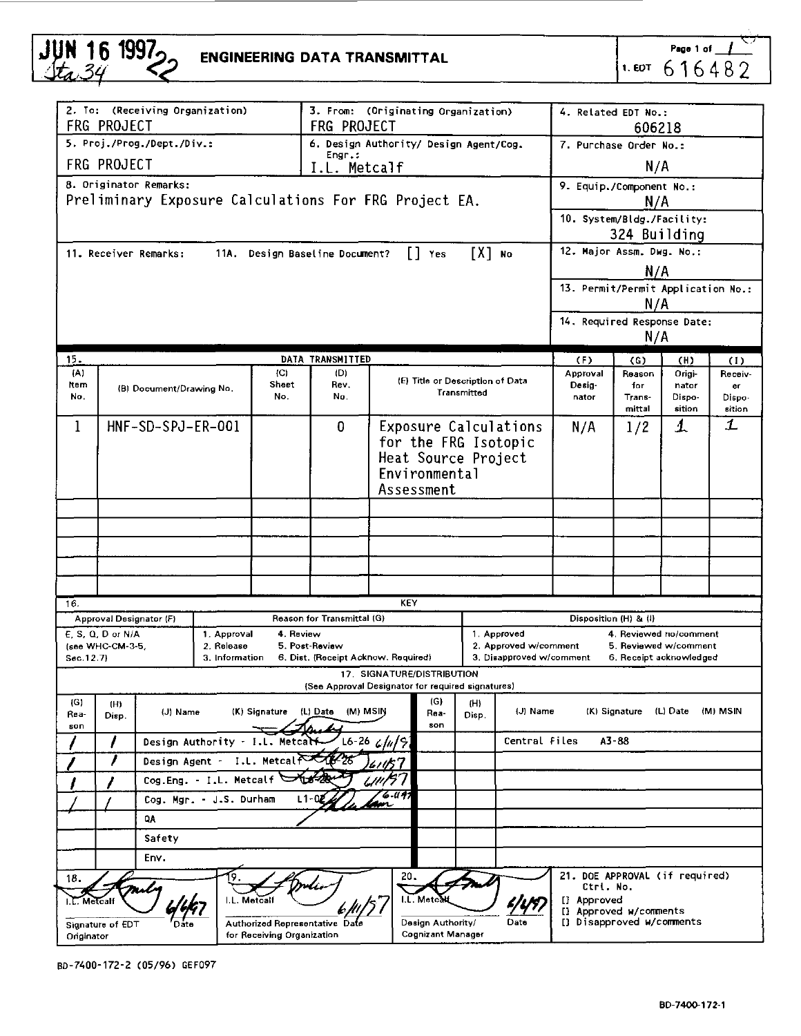JUN 16 1997 Sta. 34 22

# ENGINEERING DATA TRANSMITTAL

Page 1 of 1

1. EDT 616482

| 2. To: (Receiving Organization) | 3. From: (Originating Organization) | 4. Related EDT No.: |
|---|---|---|
| FRG PROJECT | FRG PROJECT | 606218 |
| 5. Proj./Prog./Dept./Div.: FRG PROJECT | 6. Design Authority/ Design Agent/Cog. Engr.: I.L. Metcalf | 7. Purchase Order No.: N/A |
| 8. Originator Remarks: Preliminary Exposure Calculations For FRG Project EA. | | 9. Equip./Component No.: N/A |
| | | 10. System/Bldg./Facility: 324 Building |
| 11. Receiver Remarks: 11A. Design Baseline Document? [] Yes [X] No | | 12. Major Assm. Dwg. No.: N/A |
| | | 13. Permit/Permit Application No.: N/A |
| | | 14. Required Response Date: N/A |

15. DATA TRANSMITTED

| (A) Item No. | (B) Document/Drawing No. | (C) Sheet No. | (D) Rev. No. | (E) Title or Description of Data Transmitted | (F) Approval Designator | (G) Reason for Transmittal | (H) Originator Disposition | (I) Receiver Disposition |
|---|---|---|---|---|---|---|---|---|
| 1 | HNF-SD-SPJ-ER-001 | | 0 | Exposure Calculations for the FRG Isotopic Heat Source Project Environmental Assessment | N/A | 1/2 | 1 | 1 |

16. KEY

| Approval Designator (F) | Reason for Transmittal (G) | | Disposition (H) & (I) | |
|---|---|---|---|---|
| E, S, Q, D or N/A (see WHC-CM-3-5, Sec.12.7) | 1. Approval<br>2. Release<br>3. Information | 4. Review<br>5. Post-Review<br>6. Dist. (Receipt Acknow. Required) | 1. Approved<br>2. Approved w/comment<br>3. Disapproved w/comment | 4. Reviewed no/comment<br>5. Reviewed w/comment<br>6. Receipt acknowledged |

17. SIGNATURE/DISTRIBUTION (See Approval Designator for required signatures)

| (G) Reason | (H) Disp. | (J) Name | (K) Signature | (L) Date | (M) MSIN | (G) Reason | (H) Disp. | (J) Name | (K) Signature | (L) Date | (M) MSIN |
|---|---|---|---|---|---|---|---|---|---|---|---|
| 1 | 1 | Design Authority - I.L. Metcalf | [signature] | 6/11/97 | L6-26 | | | Central Files | | | A3-88 |
| 1 | 1 | Design Agent - I.L. Metcalf | [signature] | 6/11/97 | L6-26 | | | | | | |
| 1 | 1 | Cog.Eng. - I.L. Metcalf | [signature] | 6/11/97 | L6-26 | | | | | | |
| 1 | 1 | Cog. Mgr. - J.S. Durham | [signature] | 6-11-97 | L1-02 | | | | | | |
| | | QA | | | | | | | | | |
| | | Safety | | | | | | | | | |
| | | Env. | | | | | | | | | |

| 18. | 19. | 20. | 21. DOE APPROVAL (if required) |
|---|---|---|---|
| I.L. Metcalf [signature] 6/6/97 | I.L. Metcalf [signature] 6/11/97 | I.L. Metcalf [signature] 6/6/97 | Ctrl. No. |
| Signature of EDT Originator / Date | Authorized Representative for Receiving Organization / Date | Design Authority/ Cognizant Manager / Date | [] Approved<br>[] Approved w/comments<br>[] Disapproved w/comments |

BD-7400-172-2 (05/96) GEF097

BD-7400-172-1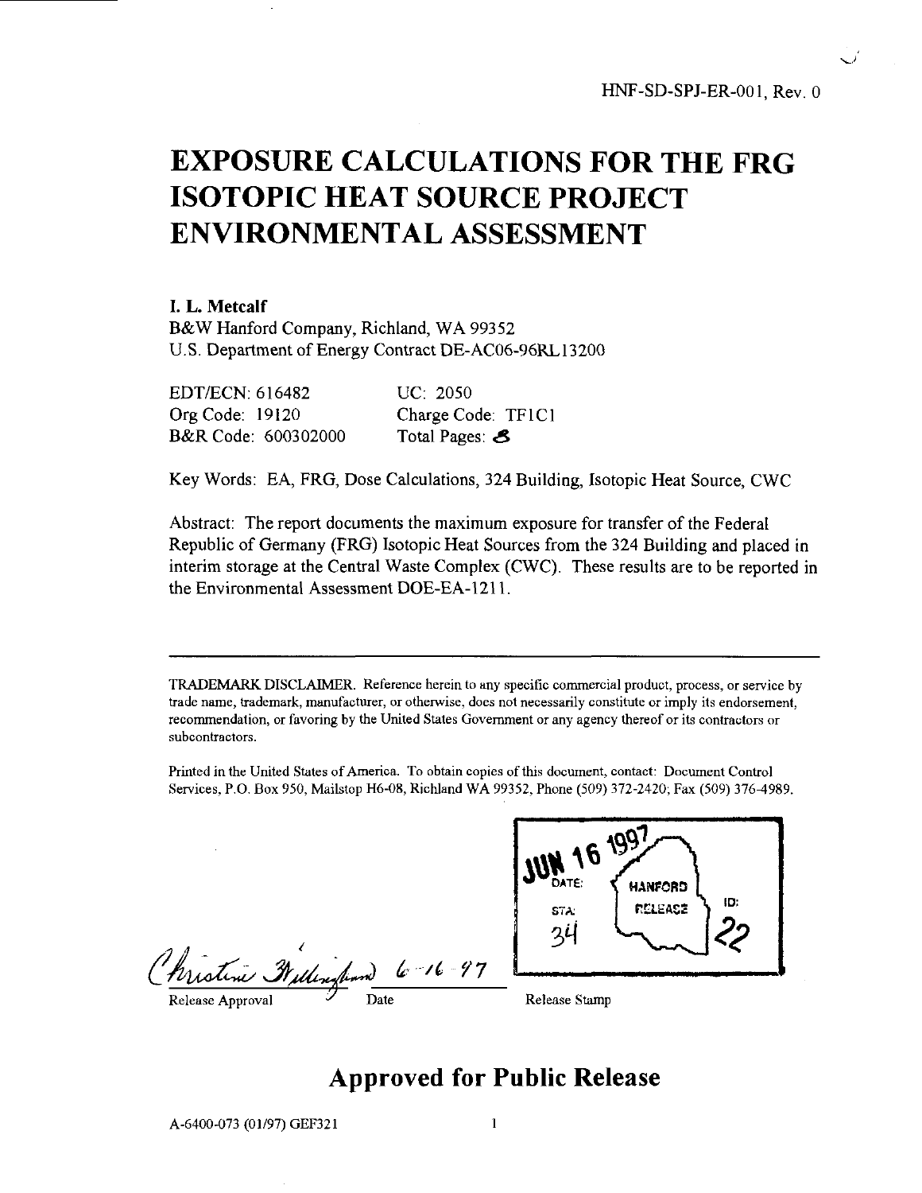# EXPOSURE CALCULATIONS FOR THE FRG ISOTOPIC HEAT SOURCE PROJECT ENVIRONMENTAL ASSESSMENT

**I. L. Metcalf**
B&W Hanford Company, Richland, WA 99352
U.S. Department of Energy Contract DE-AC06-96RL13200

| | |
|---|---|
| EDT/ECN: 616482 | UC: 2050 |
| Org Code: 19120 | Charge Code: TF1C1 |
| B&R Code: 600302000 | Total Pages: 8 |

Key Words: EA, FRG, Dose Calculations, 324 Building, Isotopic Heat Source, CWC

Abstract: The report documents the maximum exposure for transfer of the Federal Republic of Germany (FRG) Isotopic Heat Sources from the 324 Building and placed in interim storage at the Central Waste Complex (CWC). These results are to be reported in the Environmental Assessment DOE-EA-1211.

---

TRADEMARK DISCLAIMER. Reference herein to any specific commercial product, process, or service by trade name, trademark, manufacturer, or otherwise, does not necessarily constitute or imply its endorsement, recommendation, or favoring by the United States Government or any agency thereof or its contractors or subcontractors.

Printed in the United States of America. To obtain copies of this document, contact: Document Control Services, P.O. Box 950, Mailstop H6-08, Richland WA 99352, Phone (509) 372-2420; Fax (509) 376-4989.

Christine Willingham 6-16-97

Release Approval    Date

JUN 16 1997
DATE: HANFORD RELEASE
STA: 34
ID: 22

Release Stamp

## Approved for Public Release

A-6400-073 (01/97) GEF321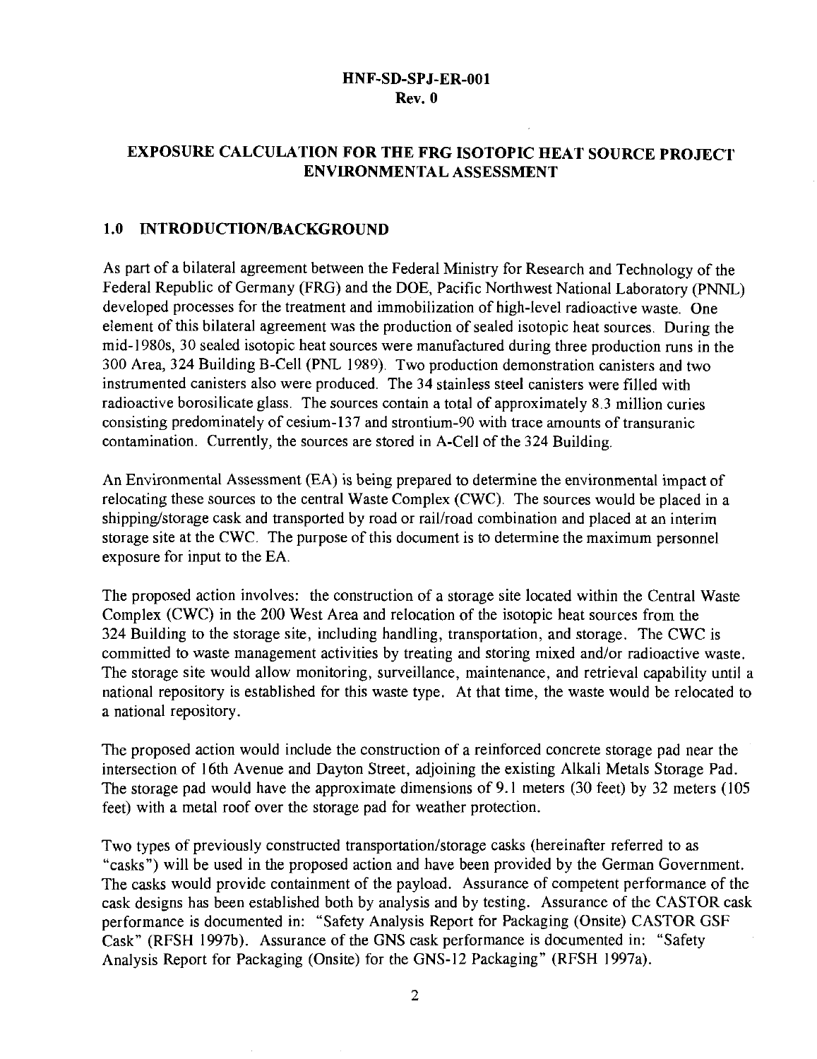**HNF-SD-SPJ-ER-001**
**Rev. 0**

# EXPOSURE CALCULATION FOR THE FRG ISOTOPIC HEAT SOURCE PROJECT ENVIRONMENTAL ASSESSMENT

## 1.0 INTRODUCTION/BACKGROUND

As part of a bilateral agreement between the Federal Ministry for Research and Technology of the Federal Republic of Germany (FRG) and the DOE, Pacific Northwest National Laboratory (PNNL) developed processes for the treatment and immobilization of high-level radioactive waste. One element of this bilateral agreement was the production of sealed isotopic heat sources. During the mid-1980s, 30 sealed isotopic heat sources were manufactured during three production runs in the 300 Area, 324 Building B-Cell (PNL 1989). Two production demonstration canisters and two instrumented canisters also were produced. The 34 stainless steel canisters were filled with radioactive borosilicate glass. The sources contain a total of approximately 8.3 million curies consisting predominately of cesium-137 and strontium-90 with trace amounts of transuranic contamination. Currently, the sources are stored in A-Cell of the 324 Building.

An Environmental Assessment (EA) is being prepared to determine the environmental impact of relocating these sources to the central Waste Complex (CWC). The sources would be placed in a shipping/storage cask and transported by road or rail/road combination and placed at an interim storage site at the CWC. The purpose of this document is to determine the maximum personnel exposure for input to the EA.

The proposed action involves: the construction of a storage site located within the Central Waste Complex (CWC) in the 200 West Area and relocation of the isotopic heat sources from the 324 Building to the storage site, including handling, transportation, and storage. The CWC is committed to waste management activities by treating and storing mixed and/or radioactive waste. The storage site would allow monitoring, surveillance, maintenance, and retrieval capability until a national repository is established for this waste type. At that time, the waste would be relocated to a national repository.

The proposed action would include the construction of a reinforced concrete storage pad near the intersection of 16th Avenue and Dayton Street, adjoining the existing Alkali Metals Storage Pad. The storage pad would have the approximate dimensions of 9.1 meters (30 feet) by 32 meters (105 feet) with a metal roof over the storage pad for weather protection.

Two types of previously constructed transportation/storage casks (hereinafter referred to as "casks") will be used in the proposed action and have been provided by the German Government. The casks would provide containment of the payload. Assurance of competent performance of the cask designs has been established both by analysis and by testing. Assurance of the CASTOR cask performance is documented in: "Safety Analysis Report for Packaging (Onsite) CASTOR GSF Cask" (RFSH 1997b). Assurance of the GNS cask performance is documented in: "Safety Analysis Report for Packaging (Onsite) for the GNS-12 Packaging" (RFSH 1997a).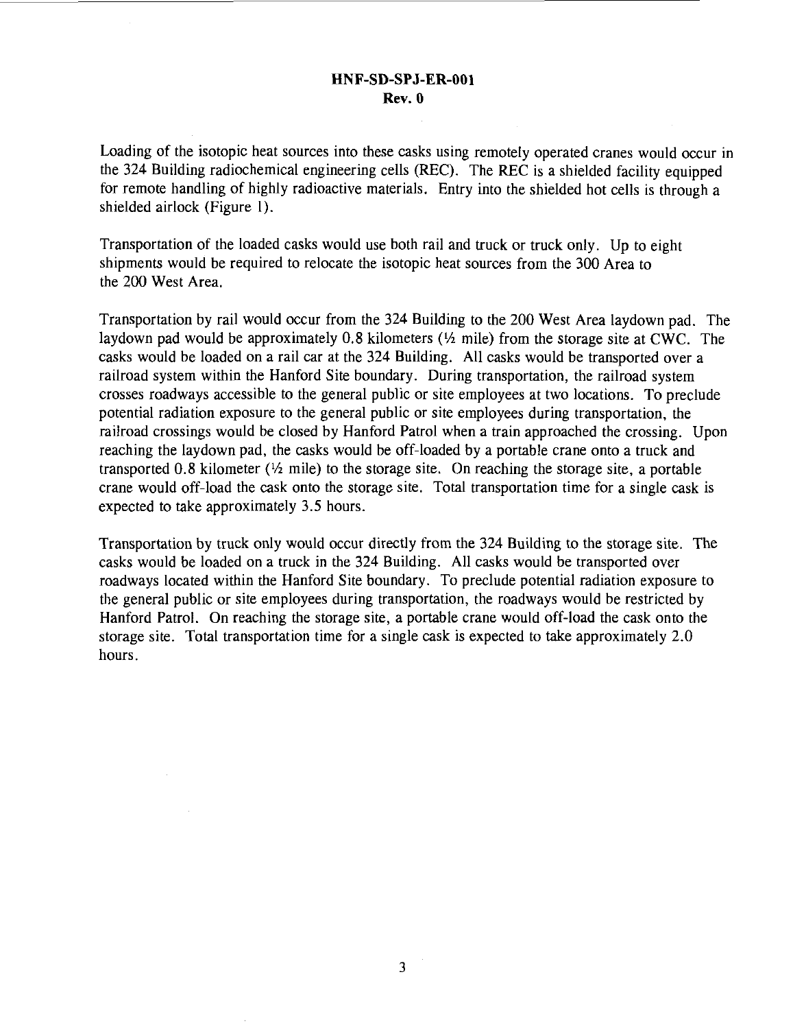Loading of the isotopic heat sources into these casks using remotely operated cranes would occur in the 324 Building radiochemical engineering cells (REC). The REC is a shielded facility equipped for remote handling of highly radioactive materials. Entry into the shielded hot cells is through a shielded airlock (Figure 1).

Transportation of the loaded casks would use both rail and truck or truck only. Up to eight shipments would be required to relocate the isotopic heat sources from the 300 Area to the 200 West Area.

Transportation by rail would occur from the 324 Building to the 200 West Area laydown pad. The laydown pad would be approximately 0.8 kilometers (½ mile) from the storage site at CWC. The casks would be loaded on a rail car at the 324 Building. All casks would be transported over a railroad system within the Hanford Site boundary. During transportation, the railroad system crosses roadways accessible to the general public or site employees at two locations. To preclude potential radiation exposure to the general public or site employees during transportation, the railroad crossings would be closed by Hanford Patrol when a train approached the crossing. Upon reaching the laydown pad, the casks would be off-loaded by a portable crane onto a truck and transported 0.8 kilometer (½ mile) to the storage site. On reaching the storage site, a portable crane would off-load the cask onto the storage site. Total transportation time for a single cask is expected to take approximately 3.5 hours.

Transportation by truck only would occur directly from the 324 Building to the storage site. The casks would be loaded on a truck in the 324 Building. All casks would be transported over roadways located within the Hanford Site boundary. To preclude potential radiation exposure to the general public or site employees during transportation, the roadways would be restricted by Hanford Patrol. On reaching the storage site, a portable crane would off-load the cask onto the storage site. Total transportation time for a single cask is expected to take approximately 2.0 hours.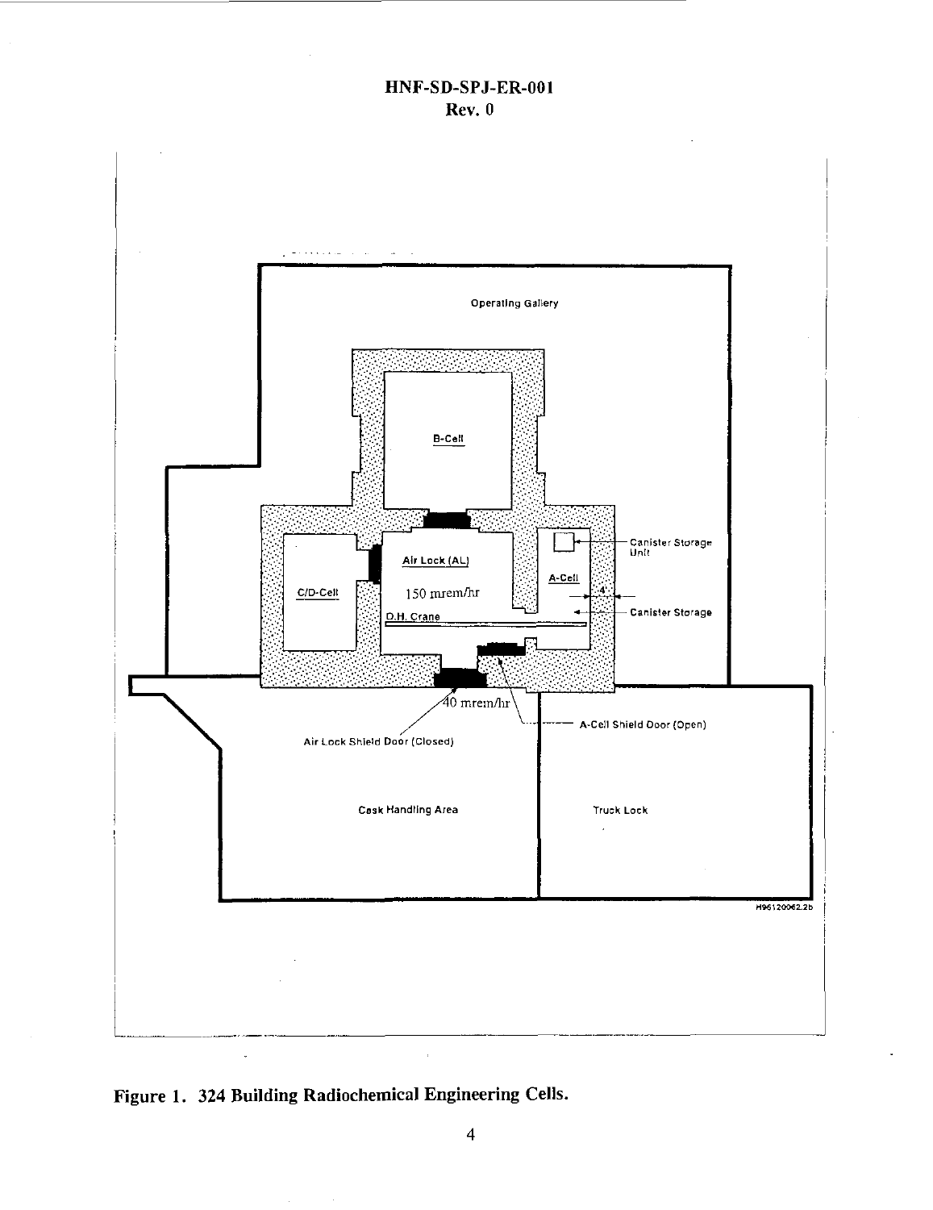Figure 1. 324 Building Radiochemical Engineering Cells.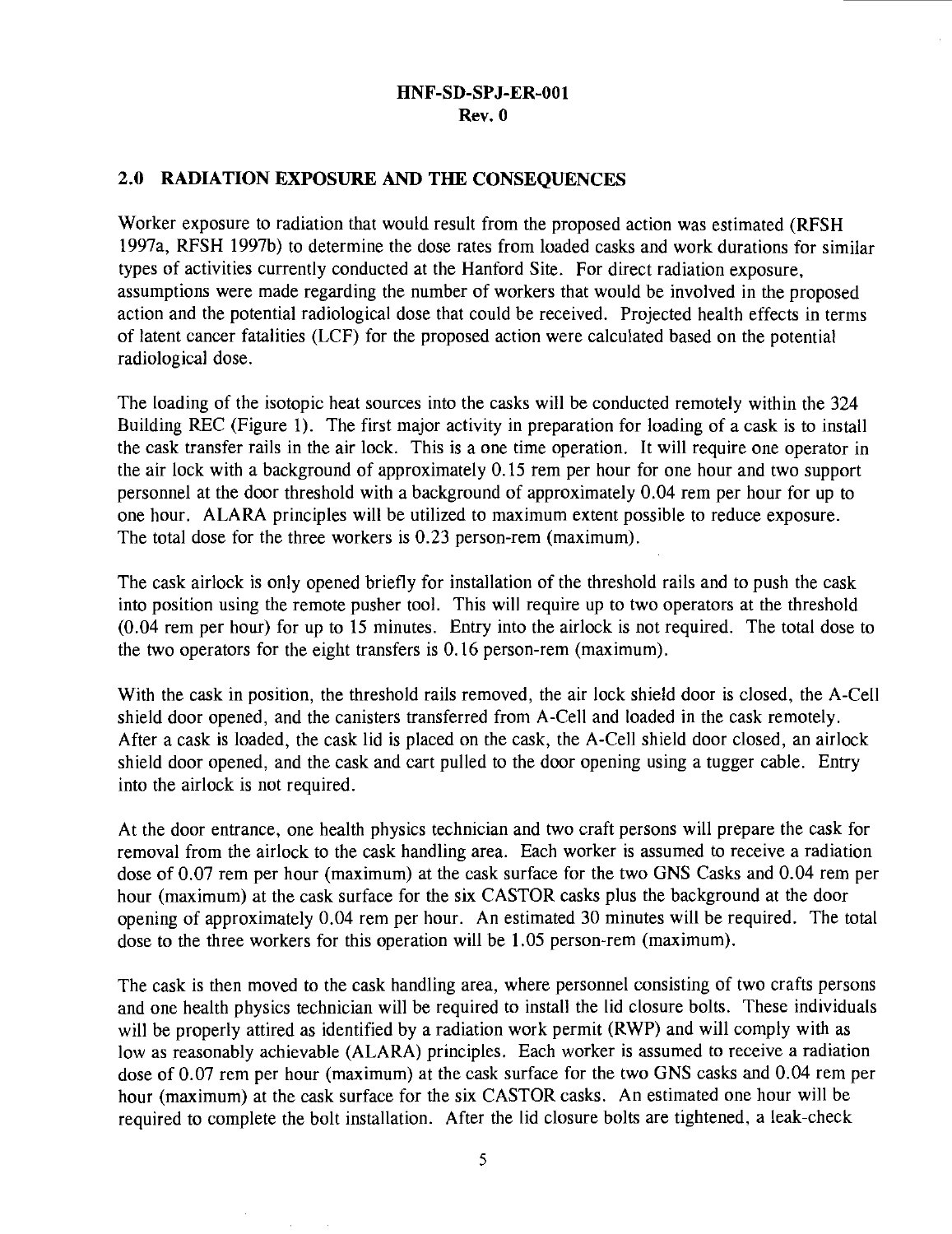## 2.0 RADIATION EXPOSURE AND THE CONSEQUENCES

Worker exposure to radiation that would result from the proposed action was estimated (RFSH 1997a, RFSH 1997b) to determine the dose rates from loaded casks and work durations for similar types of activities currently conducted at the Hanford Site. For direct radiation exposure, assumptions were made regarding the number of workers that would be involved in the proposed action and the potential radiological dose that could be received. Projected health effects in terms of latent cancer fatalities (LCF) for the proposed action were calculated based on the potential radiological dose.

The loading of the isotopic heat sources into the casks will be conducted remotely within the 324 Building REC (Figure 1). The first major activity in preparation for loading of a cask is to install the cask transfer rails in the air lock. This is a one time operation. It will require one operator in the air lock with a background of approximately 0.15 rem per hour for one hour and two support personnel at the door threshold with a background of approximately 0.04 rem per hour for up to one hour. ALARA principles will be utilized to maximum extent possible to reduce exposure. The total dose for the three workers is 0.23 person-rem (maximum).

The cask airlock is only opened briefly for installation of the threshold rails and to push the cask into position using the remote pusher tool. This will require up to two operators at the threshold (0.04 rem per hour) for up to 15 minutes. Entry into the airlock is not required. The total dose to the two operators for the eight transfers is 0.16 person-rem (maximum).

With the cask in position, the threshold rails removed, the air lock shield door is closed, the A-Cell shield door opened, and the canisters transferred from A-Cell and loaded in the cask remotely. After a cask is loaded, the cask lid is placed on the cask, the A-Cell shield door closed, an airlock shield door opened, and the cask and cart pulled to the door opening using a tugger cable. Entry into the airlock is not required.

At the door entrance, one health physics technician and two craft persons will prepare the cask for removal from the airlock to the cask handling area. Each worker is assumed to receive a radiation dose of 0.07 rem per hour (maximum) at the cask surface for the two GNS Casks and 0.04 rem per hour (maximum) at the cask surface for the six CASTOR casks plus the background at the door opening of approximately 0.04 rem per hour. An estimated 30 minutes will be required. The total dose to the three workers for this operation will be 1.05 person-rem (maximum).

The cask is then moved to the cask handling area, where personnel consisting of two crafts persons and one health physics technician will be required to install the lid closure bolts. These individuals will be properly attired as identified by a radiation work permit (RWP) and will comply with as low as reasonably achievable (ALARA) principles. Each worker is assumed to receive a radiation dose of 0.07 rem per hour (maximum) at the cask surface for the two GNS casks and 0.04 rem per hour (maximum) at the cask surface for the six CASTOR casks. An estimated one hour will be required to complete the bolt installation. After the lid closure bolts are tightened, a leak-check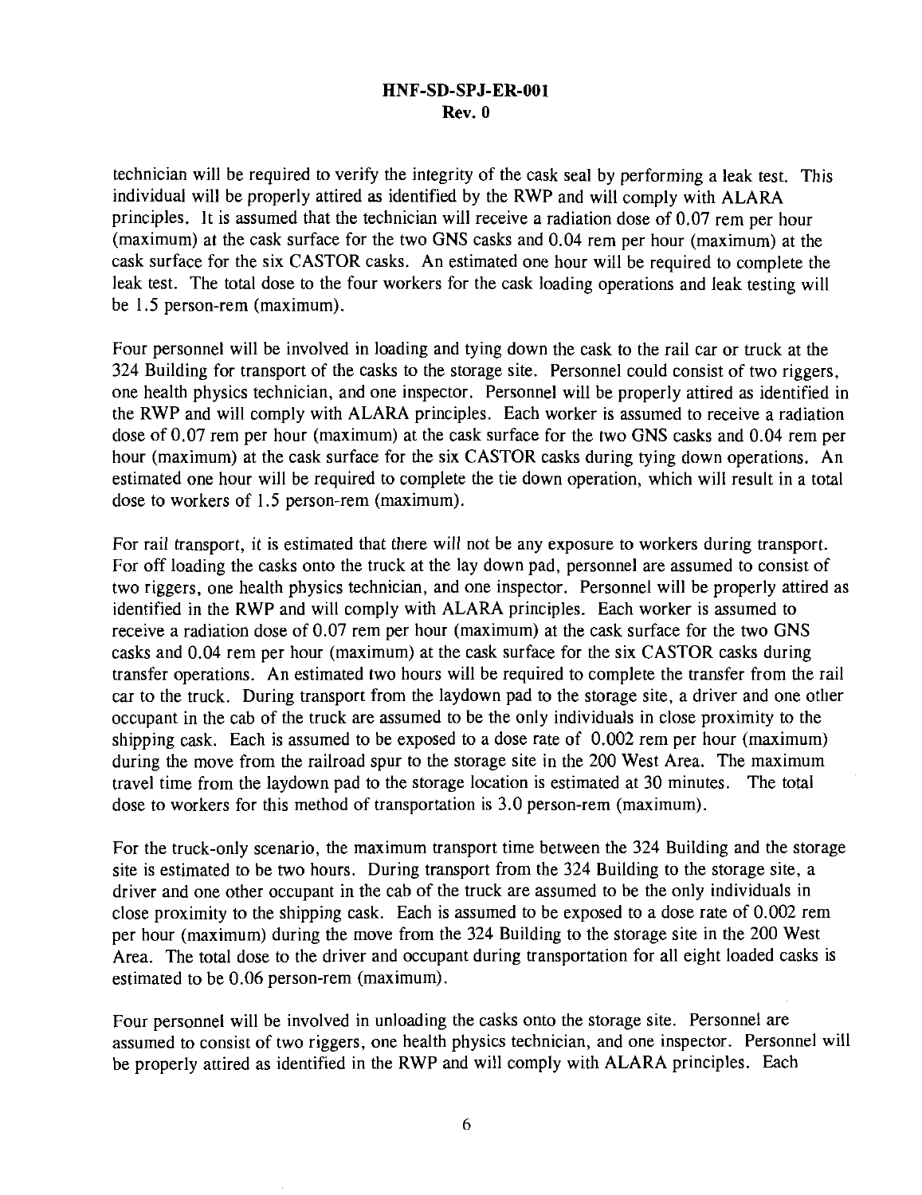technician will be required to verify the integrity of the cask seal by performing a leak test. This individual will be properly attired as identified by the RWP and will comply with ALARA principles. It is assumed that the technician will receive a radiation dose of 0.07 rem per hour (maximum) at the cask surface for the two GNS casks and 0.04 rem per hour (maximum) at the cask surface for the six CASTOR casks. An estimated one hour will be required to complete the leak test. The total dose to the four workers for the cask loading operations and leak testing will be 1.5 person-rem (maximum).

Four personnel will be involved in loading and tying down the cask to the rail car or truck at the 324 Building for transport of the casks to the storage site. Personnel could consist of two riggers, one health physics technician, and one inspector. Personnel will be properly attired as identified in the RWP and will comply with ALARA principles. Each worker is assumed to receive a radiation dose of 0.07 rem per hour (maximum) at the cask surface for the two GNS casks and 0.04 rem per hour (maximum) at the cask surface for the six CASTOR casks during tying down operations. An estimated one hour will be required to complete the tie down operation, which will result in a total dose to workers of 1.5 person-rem (maximum).

For rail transport, it is estimated that there will not be any exposure to workers during transport. For off loading the casks onto the truck at the lay down pad, personnel are assumed to consist of two riggers, one health physics technician, and one inspector. Personnel will be properly attired as identified in the RWP and will comply with ALARA principles. Each worker is assumed to receive a radiation dose of 0.07 rem per hour (maximum) at the cask surface for the two GNS casks and 0.04 rem per hour (maximum) at the cask surface for the six CASTOR casks during transfer operations. An estimated two hours will be required to complete the transfer from the rail car to the truck. During transport from the laydown pad to the storage site, a driver and one other occupant in the cab of the truck are assumed to be the only individuals in close proximity to the shipping cask. Each is assumed to be exposed to a dose rate of 0.002 rem per hour (maximum) during the move from the railroad spur to the storage site in the 200 West Area. The maximum travel time from the laydown pad to the storage location is estimated at 30 minutes. The total dose to workers for this method of transportation is 3.0 person-rem (maximum).

For the truck-only scenario, the maximum transport time between the 324 Building and the storage site is estimated to be two hours. During transport from the 324 Building to the storage site, a driver and one other occupant in the cab of the truck are assumed to be the only individuals in close proximity to the shipping cask. Each is assumed to be exposed to a dose rate of 0.002 rem per hour (maximum) during the move from the 324 Building to the storage site in the 200 West Area. The total dose to the driver and occupant during transportation for all eight loaded casks is estimated to be 0.06 person-rem (maximum).

Four personnel will be involved in unloading the casks onto the storage site. Personnel are assumed to consist of two riggers, one health physics technician, and one inspector. Personnel will be properly attired as identified in the RWP and will comply with ALARA principles. Each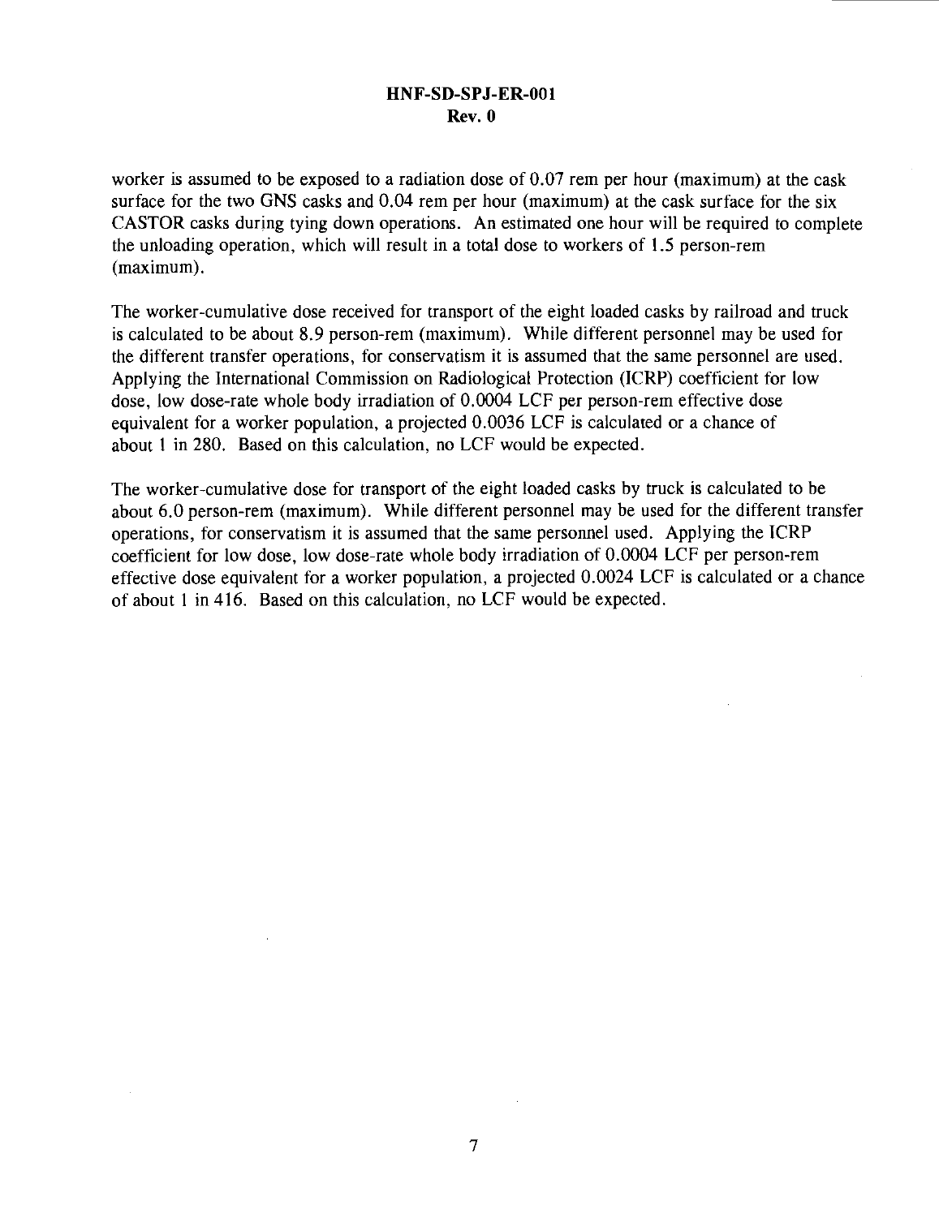worker is assumed to be exposed to a radiation dose of 0.07 rem per hour (maximum) at the cask surface for the two GNS casks and 0.04 rem per hour (maximum) at the cask surface for the six CASTOR casks during tying down operations. An estimated one hour will be required to complete the unloading operation, which will result in a total dose to workers of 1.5 person-rem (maximum).

The worker-cumulative dose received for transport of the eight loaded casks by railroad and truck is calculated to be about 8.9 person-rem (maximum). While different personnel may be used for the different transfer operations, for conservatism it is assumed that the same personnel are used. Applying the International Commission on Radiological Protection (ICRP) coefficient for low dose, low dose-rate whole body irradiation of 0.0004 LCF per person-rem effective dose equivalent for a worker population, a projected 0.0036 LCF is calculated or a chance of about 1 in 280. Based on this calculation, no LCF would be expected.

The worker-cumulative dose for transport of the eight loaded casks by truck is calculated to be about 6.0 person-rem (maximum). While different personnel may be used for the different transfer operations, for conservatism it is assumed that the same personnel used. Applying the ICRP coefficient for low dose, low dose-rate whole body irradiation of 0.0004 LCF per person-rem effective dose equivalent for a worker population, a projected 0.0024 LCF is calculated or a chance of about 1 in 416. Based on this calculation, no LCF would be expected.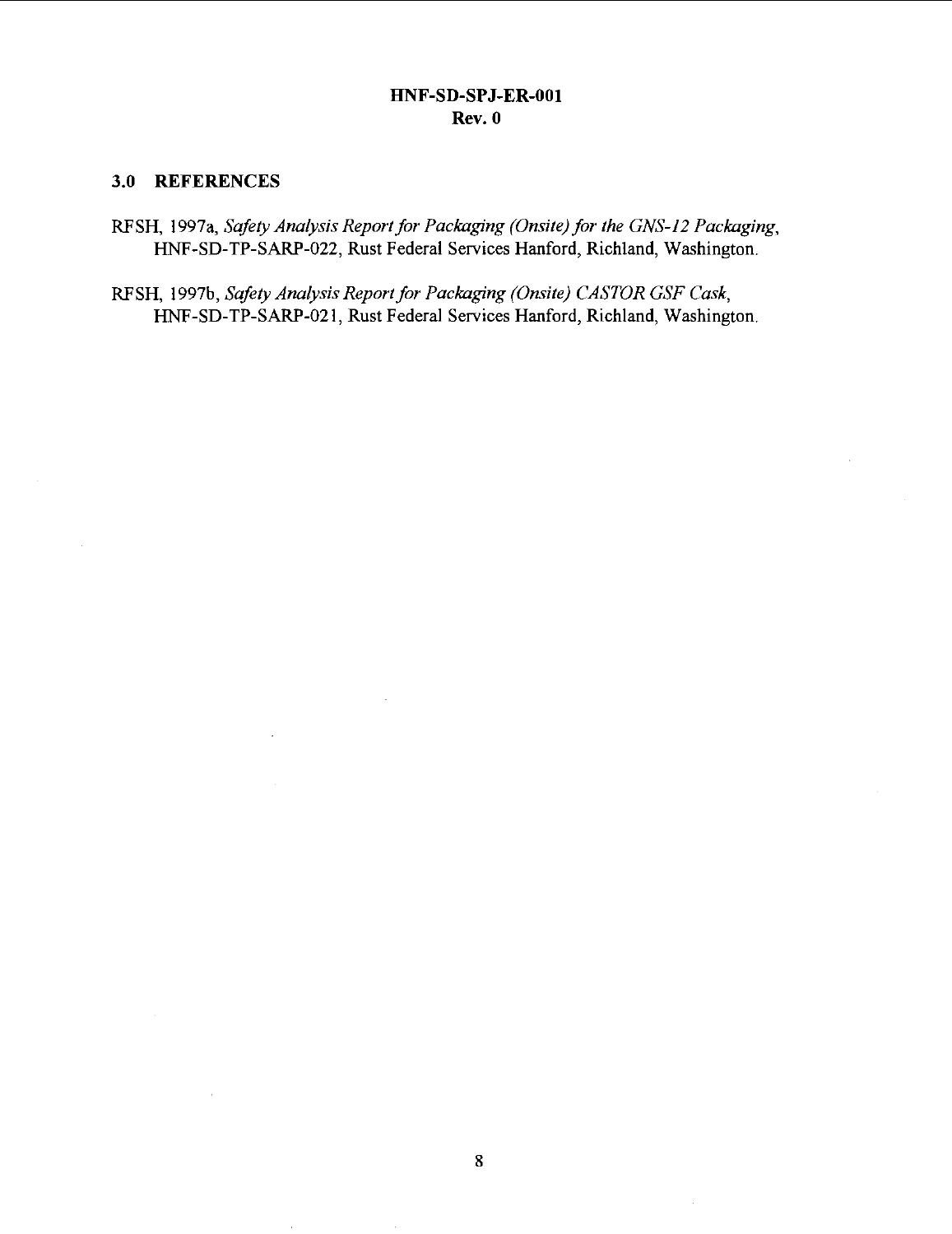## 3.0 REFERENCES

RFSH, 1997a, *Safety Analysis Report for Packaging (Onsite) for the GNS-12 Packaging*, HNF-SD-TP-SARP-022, Rust Federal Services Hanford, Richland, Washington.

RFSH, 1997b, *Safety Analysis Report for Packaging (Onsite) CASTOR GSF Cask*, HNF-SD-TP-SARP-021, Rust Federal Services Hanford, Richland, Washington.